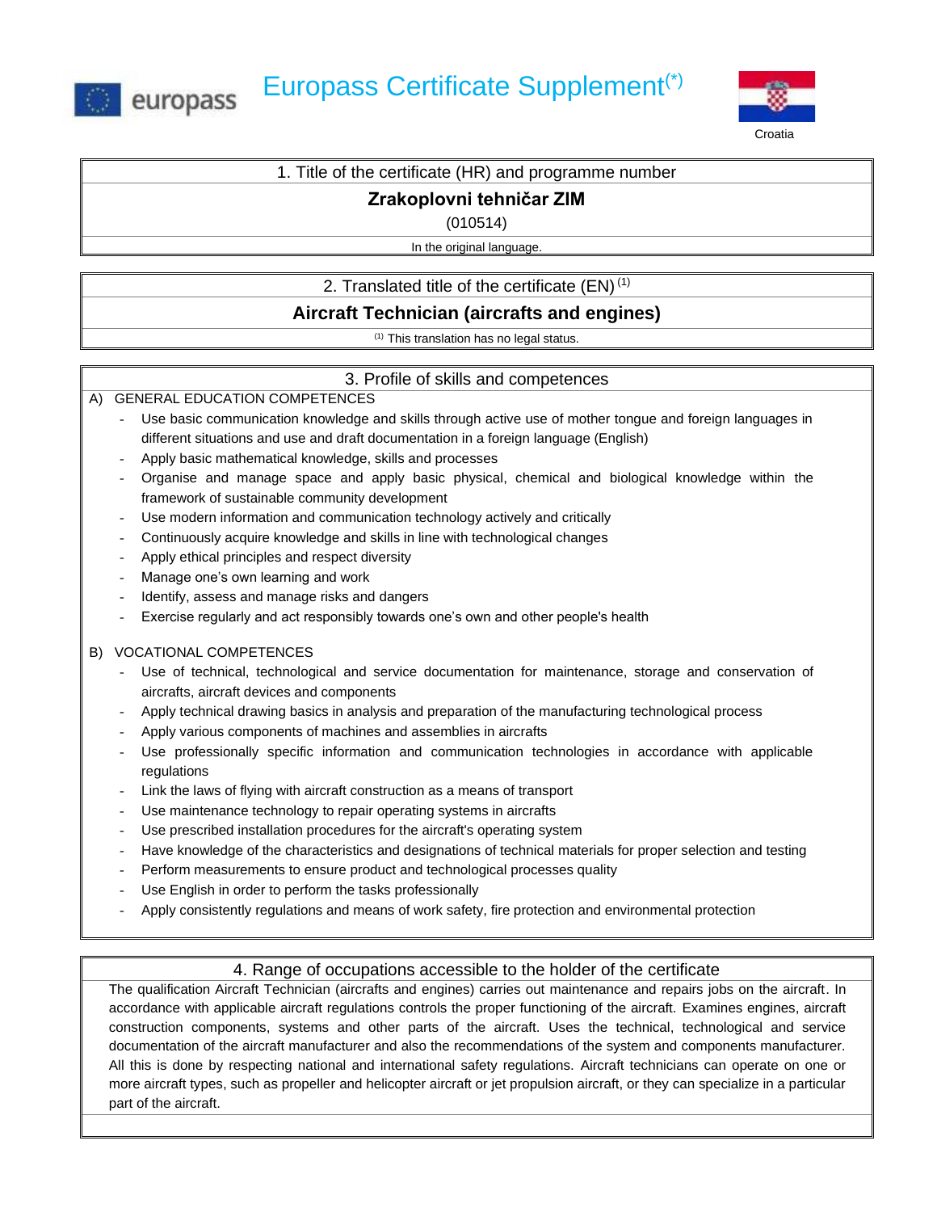europass

# Europass Certificate Supplement(*)

Croatia

## 1. Title of the certificate (HR) and programme number

**Zrakoplovni tehničar ZIM**

(010514)

In the original language.

## 2. Translated title of the certificate (EN) (1)

**Aircraft Technician (aircrafts and engines)**

(1) This translation has no legal status.

## 3. Profile of skills and competences

A) GENERAL EDUCATION COMPETENCES

- Use basic communication knowledge and skills through active use of mother tongue and foreign languages in different situations and use and draft documentation in a foreign language (English)
- Apply basic mathematical knowledge, skills and processes
- Organise and manage space and apply basic physical, chemical and biological knowledge within the framework of sustainable community development
- Use modern information and communication technology actively and critically
- Continuously acquire knowledge and skills in line with technological changes
- Apply ethical principles and respect diversity
- Manage one's own learning and work
- Identify, assess and manage risks and dangers
- Exercise regularly and act responsibly towards one's own and other people's health

B) VOCATIONAL COMPETENCES

- Use of technical, technological and service documentation for maintenance, storage and conservation of aircrafts, aircraft devices and components
- Apply technical drawing basics in analysis and preparation of the manufacturing technological process
- Apply various components of machines and assemblies in aircrafts
- Use professionally specific information and communication technologies in accordance with applicable regulations
- Link the laws of flying with aircraft construction as a means of transport
- Use maintenance technology to repair operating systems in aircrafts
- Use prescribed installation procedures for the aircraft's operating system
- Have knowledge of the characteristics and designations of technical materials for proper selection and testing
- Perform measurements to ensure product and technological processes quality
- Use English in order to perform the tasks professionally
- Apply consistently regulations and means of work safety, fire protection and environmental protection

## 4. Range of occupations accessible to the holder of the certificate

The qualification Aircraft Technician (aircrafts and engines) carries out maintenance and repairs jobs on the aircraft. In accordance with applicable aircraft regulations controls the proper functioning of the aircraft. Examines engines, aircraft construction components, systems and other parts of the aircraft. Uses the technical, technological and service documentation of the aircraft manufacturer and also the recommendations of the system and components manufacturer. All this is done by respecting national and international safety regulations. Aircraft technicians can operate on one or more aircraft types, such as propeller and helicopter aircraft or jet propulsion aircraft, or they can specialize in a particular part of the aircraft.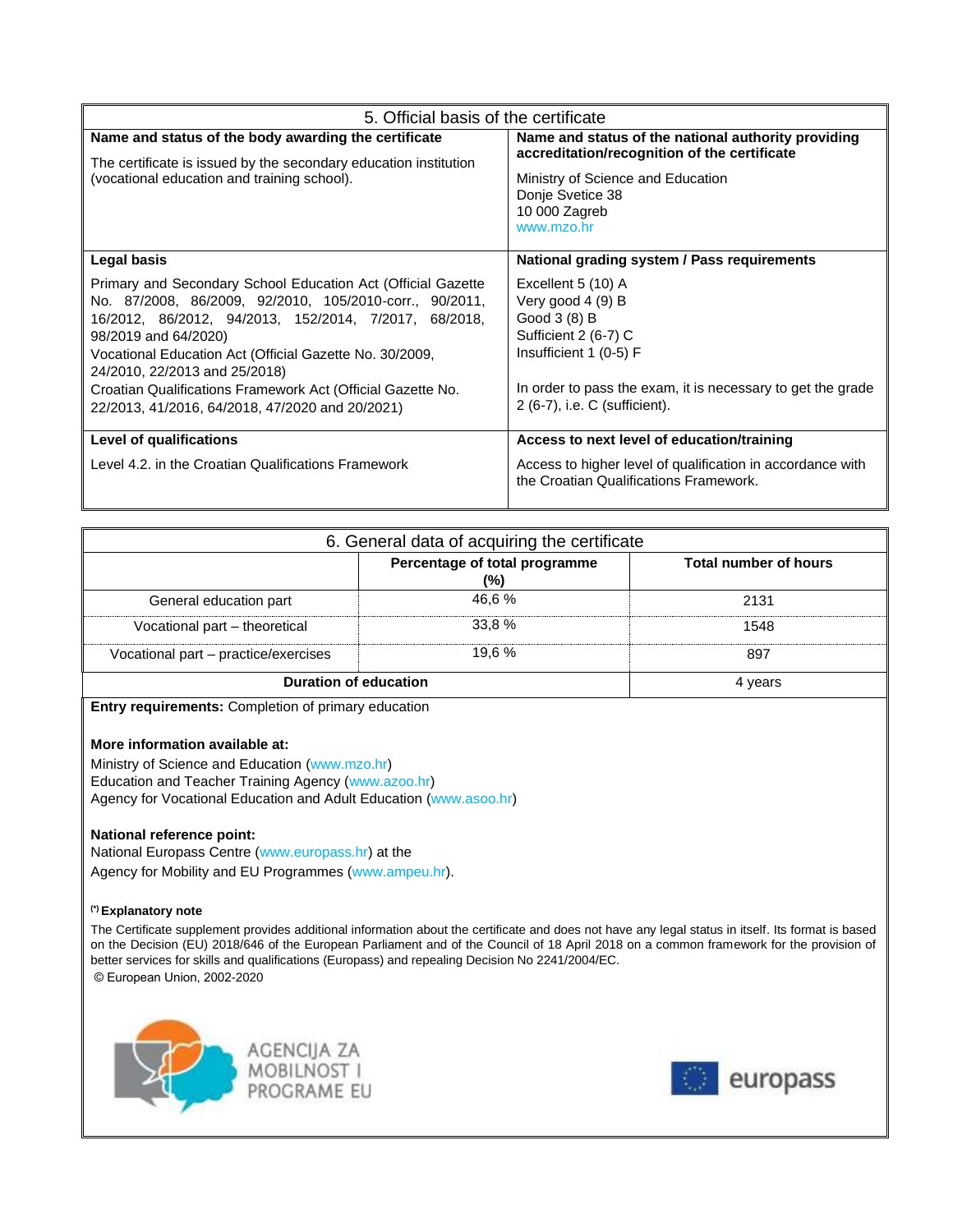## 5. Official basis of the certificate

| Name and status of the body awarding the certificate | Name and status of the national authority providing accreditation/recognition of the certificate |
|---|---|
| The certificate is issued by the secondary education institution (vocational education and training school). | Ministry of Science and Education<br>Donje Svetice 38<br>10 000 Zagreb<br>www.mzo.hr |
| **Legal basis** | **National grading system / Pass requirements** |
| Primary and Secondary School Education Act (Official Gazette No. 87/2008, 86/2009, 92/2010, 105/2010-corr., 90/2011, 16/2012, 86/2012, 94/2013, 152/2014, 7/2017, 68/2018, 98/2019 and 64/2020)<br>Vocational Education Act (Official Gazette No. 30/2009, 24/2010, 22/2013 and 25/2018)<br>Croatian Qualifications Framework Act (Official Gazette No. 22/2013, 41/2016, 64/2018, 47/2020 and 20/2021) | Excellent 5 (10) A<br>Very good 4 (9) B<br>Good 3 (8) B<br>Sufficient 2 (6-7) C<br>Insufficient 1 (0-5) F<br><br>In order to pass the exam, it is necessary to get the grade 2 (6-7), i.e. C (sufficient). |
| **Level of qualifications** | **Access to next level of education/training** |
| Level 4.2. in the Croatian Qualifications Framework | Access to higher level of qualification in accordance with the Croatian Qualifications Framework. |

## 6. General data of acquiring the certificate

| | Percentage of total programme (%) | Total number of hours |
|---|---|---|
| General education part | 46,6 % | 2131 |
| Vocational part – theoretical | 33,8 % | 1548 |
| Vocational part – practice/exercises | 19,6 % | 897 |
| **Duration of education** | | 4 years |

**Entry requirements:** Completion of primary education

**More information available at:**
Ministry of Science and Education (www.mzo.hr)
Education and Teacher Training Agency (www.azoo.hr)
Agency for Vocational Education and Adult Education (www.asoo.hr)

**National reference point:**
National Europass Centre (www.europass.hr) at the
Agency for Mobility and EU Programmes (www.ampeu.hr).

**(*) Explanatory note**

The Certificate supplement provides additional information about the certificate and does not have any legal status in itself. Its format is based on the Decision (EU) 2018/646 of the European Parliament and of the Council of 18 April 2018 on a common framework for the provision of better services for skills and qualifications (Europass) and repealing Decision No 2241/2004/EC.
© European Union, 2002-2020

AGENCIJA ZA MOBILNOST I PROGRAME EU

europass